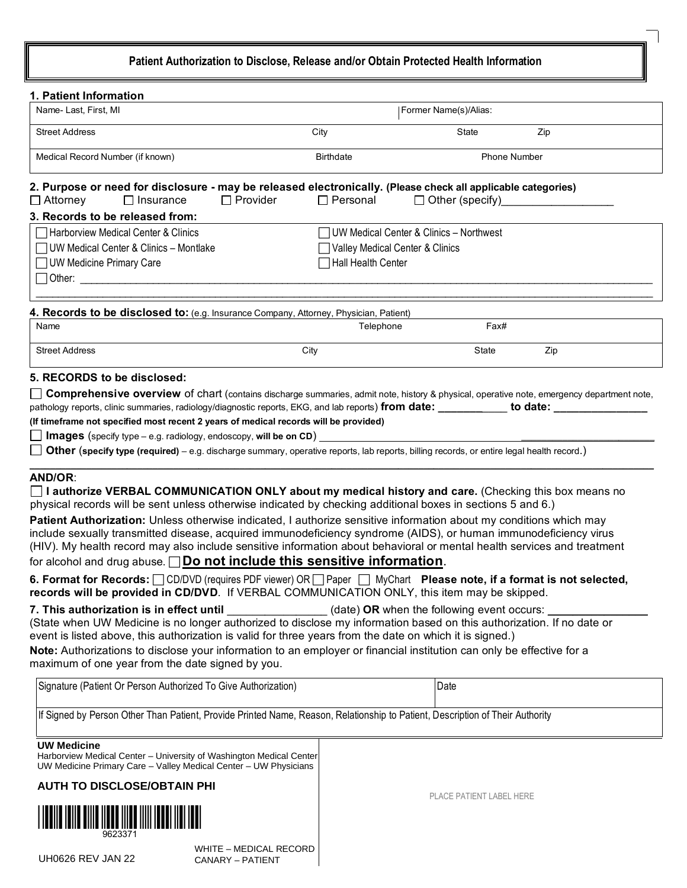# Patient Authorization to Disclose, Release and/or Obtain Protected Health Information

## 1. Patient Information

| Name- Last, First, MI | | Former Name(s)/Alias: | |
|---|---|---|---|
| Street Address | City | State | Zip |
| Medical Record Number (if known) | Birthdate | Phone Number | |

## 2. Purpose or need for disclosure - may be released electronically. (Please check all applicable categories)

☐ Attorney ☐ Insurance ☐ Provider ☐ Personal ☐ Other (specify)__________________

## 3. Records to be released from:

☐ Harborview Medical Center & Clinics
☐ UW Medical Center & Clinics – Northwest
☐ UW Medical Center & Clinics – Montlake
☐ Valley Medical Center & Clinics
☐ UW Medicine Primary Care
☐ Hall Health Center
☐ Other: ____________________________________________________________________________________

____________________________________________________________________________________________

## 4. Records to be disclosed to: (e.g. Insurance Company, Attorney, Physician, Patient)

| Name | Telephone | Fax# | |
|---|---|---|---|
| Street Address | City | State | Zip |

## 5. RECORDS to be disclosed:

☐ **Comprehensive overview** of chart (contains discharge summaries, admit note, history & physical, operative note, emergency department note, pathology reports, clinic summaries, radiology/diagnostic reports, EKG, and lab reports) **from date: ___________ to date: _______________**

**(If timeframe not specified most recent 2 years of medical records will be provided)**

☐ **Images** (specify type – e.g. radiology, endoscopy, **will be on CD**) ______________________________________________

☐ **Other** (**specify type (required)** – e.g. discharge summary, operative reports, lab reports, billing records, or entire legal health record.)

____________________________________________________________________________________________

**AND/OR**:

☐ **I authorize VERBAL COMMUNICATION ONLY about my medical history and care.** (Checking this box means no physical records will be sent unless otherwise indicated by checking additional boxes in sections 5 and 6.)

**Patient Authorization:** Unless otherwise indicated, I authorize sensitive information about my conditions which may include sexually transmitted disease, acquired immunodeficiency syndrome (AIDS), or human immunodeficiency virus (HIV). My health record may also include sensitive information about behavioral or mental health services and treatment for alcohol and drug abuse. ☐ **Do not include this sensitive information**.

**6. Format for Records:** ☐ CD/DVD (requires PDF viewer) OR ☐ Paper ☐ MyChart **Please note, if a format is not selected, records will be provided in CD/DVD**. If VERBAL COMMUNICATION ONLY, this item may be skipped.

**7. This authorization is in effect until** _______________ (date) **OR** when the following event occurs: _______________ (State when UW Medicine is no longer authorized to disclose my information based on this authorization. If no date or event is listed above, this authorization is valid for three years from the date on which it is signed.)

**Note:** Authorizations to disclose your information to an employer or financial institution can only be effective for a maximum of one year from the date signed by you.

| Signature (Patient Or Person Authorized To Give Authorization) | Date |
|---|---|
| If Signed by Person Other Than Patient, Provide Printed Name, Reason, Relationship to Patient, Description of Their Authority | |

**UW Medicine**
Harborview Medical Center – University of Washington Medical Center
UW Medicine Primary Care – Valley Medical Center – UW Physicians

**AUTH TO DISCLOSE/OBTAIN PHI**

9623371

UH0626 REV JAN 22

WHITE – MEDICAL RECORD
CANARY – PATIENT

PLACE PATIENT LABEL HERE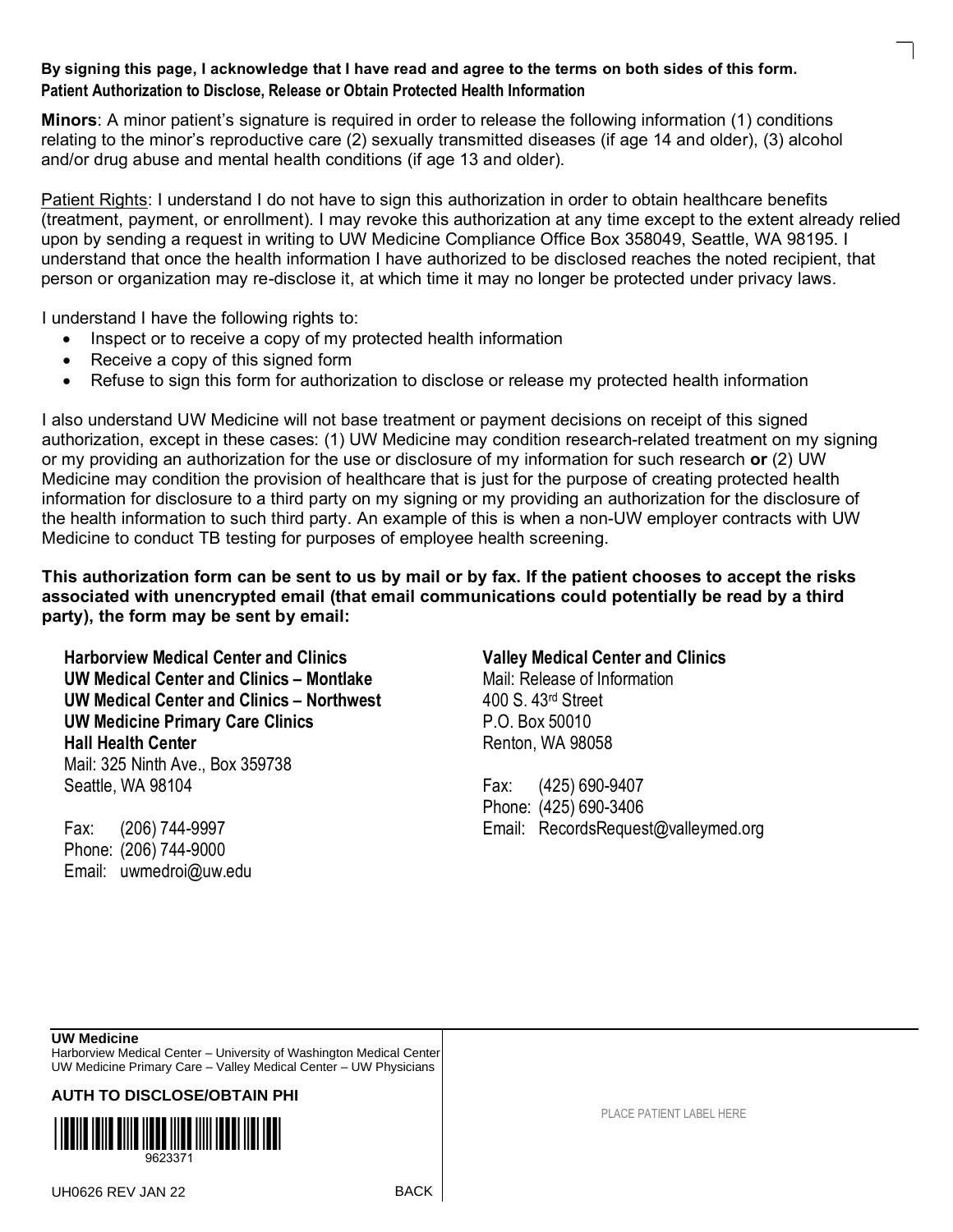**By signing this page, I acknowledge that I have read and agree to the terms on both sides of this form.**

**Patient Authorization to Disclose, Release or Obtain Protected Health Information**

**Minors**: A minor patient's signature is required in order to release the following information (1) conditions relating to the minor's reproductive care (2) sexually transmitted diseases (if age 14 and older), (3) alcohol and/or drug abuse and mental health conditions (if age 13 and older).

Patient Rights: I understand I do not have to sign this authorization in order to obtain healthcare benefits (treatment, payment, or enrollment). I may revoke this authorization at any time except to the extent already relied upon by sending a request in writing to UW Medicine Compliance Office Box 358049, Seattle, WA 98195. I understand that once the health information I have authorized to be disclosed reaches the noted recipient, that person or organization may re-disclose it, at which time it may no longer be protected under privacy laws.

I understand I have the following rights to:

- Inspect or to receive a copy of my protected health information
- Receive a copy of this signed form
- Refuse to sign this form for authorization to disclose or release my protected health information

I also understand UW Medicine will not base treatment or payment decisions on receipt of this signed authorization, except in these cases: (1) UW Medicine may condition research-related treatment on my signing or my providing an authorization for the use or disclosure of my information for such research **or** (2) UW Medicine may condition the provision of healthcare that is just for the purpose of creating protected health information for disclosure to a third party on my signing or my providing an authorization for the disclosure of the health information to such third party. An example of this is when a non-UW employer contracts with UW Medicine to conduct TB testing for purposes of employee health screening.

**This authorization form can be sent to us by mail or by fax. If the patient chooses to accept the risks associated with unencrypted email (that email communications could potentially be read by a third party), the form may be sent by email:**

**Harborview Medical Center and Clinics**
**UW Medical Center and Clinics – Montlake**
**UW Medical Center and Clinics – Northwest**
**UW Medicine Primary Care Clinics**
**Hall Health Center**
Mail: 325 Ninth Ave., Box 359738
Seattle, WA 98104

Fax: (206) 744-9997
Phone: (206) 744-9000
Email: uwmedroi@uw.edu

**Valley Medical Center and Clinics**
Mail: Release of Information
400 S. 43rd Street
P.O. Box 50010
Renton, WA 98058

Fax: (425) 690-9407
Phone: (425) 690-3406
Email: RecordsRequest@valleymed.org

**UW Medicine**
Harborview Medical Center – University of Washington Medical Center
UW Medicine Primary Care – Valley Medical Center – UW Physicians

**AUTH TO DISCLOSE/OBTAIN PHI**

9623371

UH0626 REV JAN 22 BACK

PLACE PATIENT LABEL HERE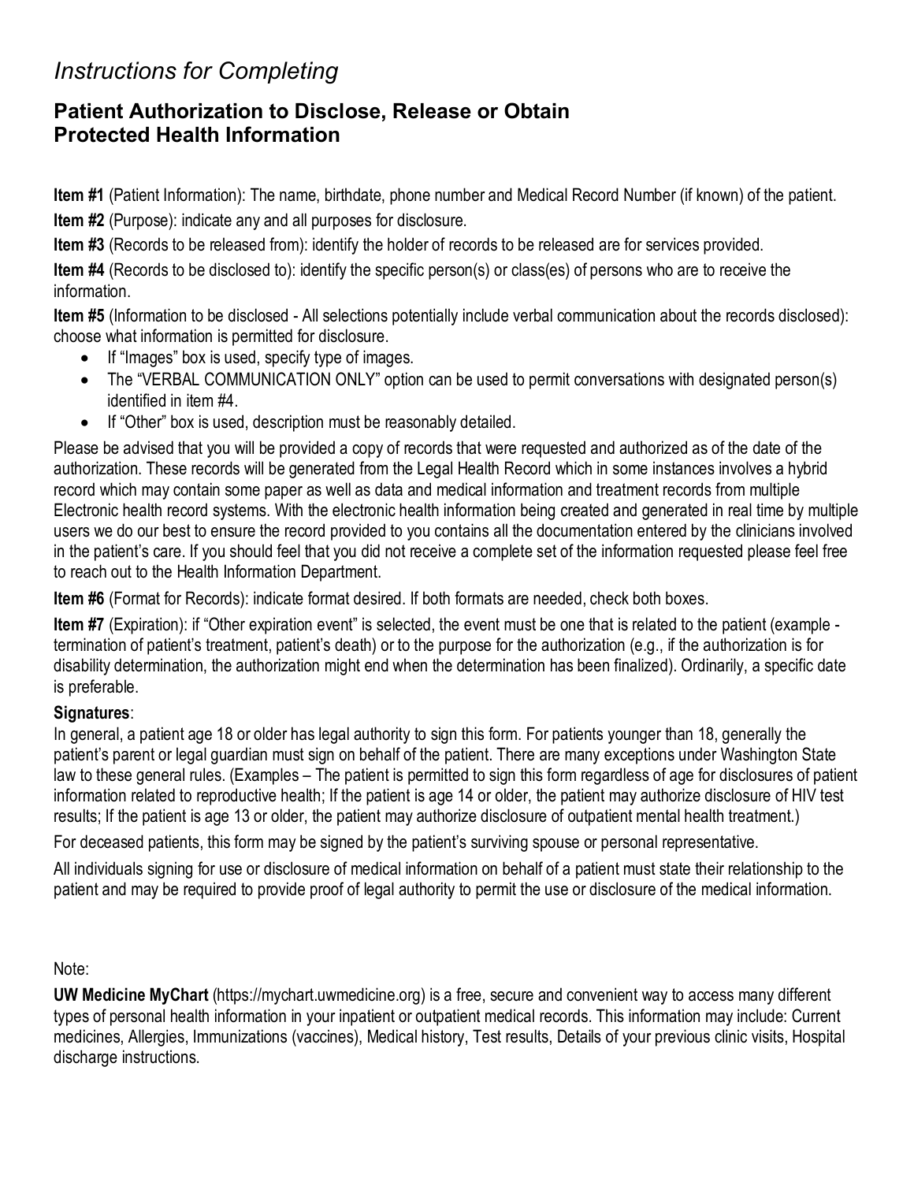*Instructions for Completing*

## Patient Authorization to Disclose, Release or Obtain Protected Health Information

**Item #1** (Patient Information): The name, birthdate, phone number and Medical Record Number (if known) of the patient.

**Item #2** (Purpose): indicate any and all purposes for disclosure.

**Item #3** (Records to be released from): identify the holder of records to be released are for services provided.

**Item #4** (Records to be disclosed to): identify the specific person(s) or class(es) of persons who are to receive the information.

**Item #5** (Information to be disclosed - All selections potentially include verbal communication about the records disclosed): choose what information is permitted for disclosure.

- If "Images" box is used, specify type of images.
- The "VERBAL COMMUNICATION ONLY" option can be used to permit conversations with designated person(s) identified in item #4.
- If "Other" box is used, description must be reasonably detailed.

Please be advised that you will be provided a copy of records that were requested and authorized as of the date of the authorization. These records will be generated from the Legal Health Record which in some instances involves a hybrid record which may contain some paper as well as data and medical information and treatment records from multiple Electronic health record systems. With the electronic health information being created and generated in real time by multiple users we do our best to ensure the record provided to you contains all the documentation entered by the clinicians involved in the patient's care. If you should feel that you did not receive a complete set of the information requested please feel free to reach out to the Health Information Department.

**Item #6** (Format for Records): indicate format desired. If both formats are needed, check both boxes.

**Item #7** (Expiration): if "Other expiration event" is selected, the event must be one that is related to the patient (example - termination of patient's treatment, patient's death) or to the purpose for the authorization (e.g., if the authorization is for disability determination, the authorization might end when the determination has been finalized). Ordinarily, a specific date is preferable.

**Signatures**:

In general, a patient age 18 or older has legal authority to sign this form. For patients younger than 18, generally the patient's parent or legal guardian must sign on behalf of the patient. There are many exceptions under Washington State law to these general rules. (Examples – The patient is permitted to sign this form regardless of age for disclosures of patient information related to reproductive health; If the patient is age 14 or older, the patient may authorize disclosure of HIV test results; If the patient is age 13 or older, the patient may authorize disclosure of outpatient mental health treatment.)

For deceased patients, this form may be signed by the patient's surviving spouse or personal representative.

All individuals signing for use or disclosure of medical information on behalf of a patient must state their relationship to the patient and may be required to provide proof of legal authority to permit the use or disclosure of the medical information.

Note:

**UW Medicine MyChart** (https://mychart.uwmedicine.org) is a free, secure and convenient way to access many different types of personal health information in your inpatient or outpatient medical records. This information may include: Current medicines, Allergies, Immunizations (vaccines), Medical history, Test results, Details of your previous clinic visits, Hospital discharge instructions.